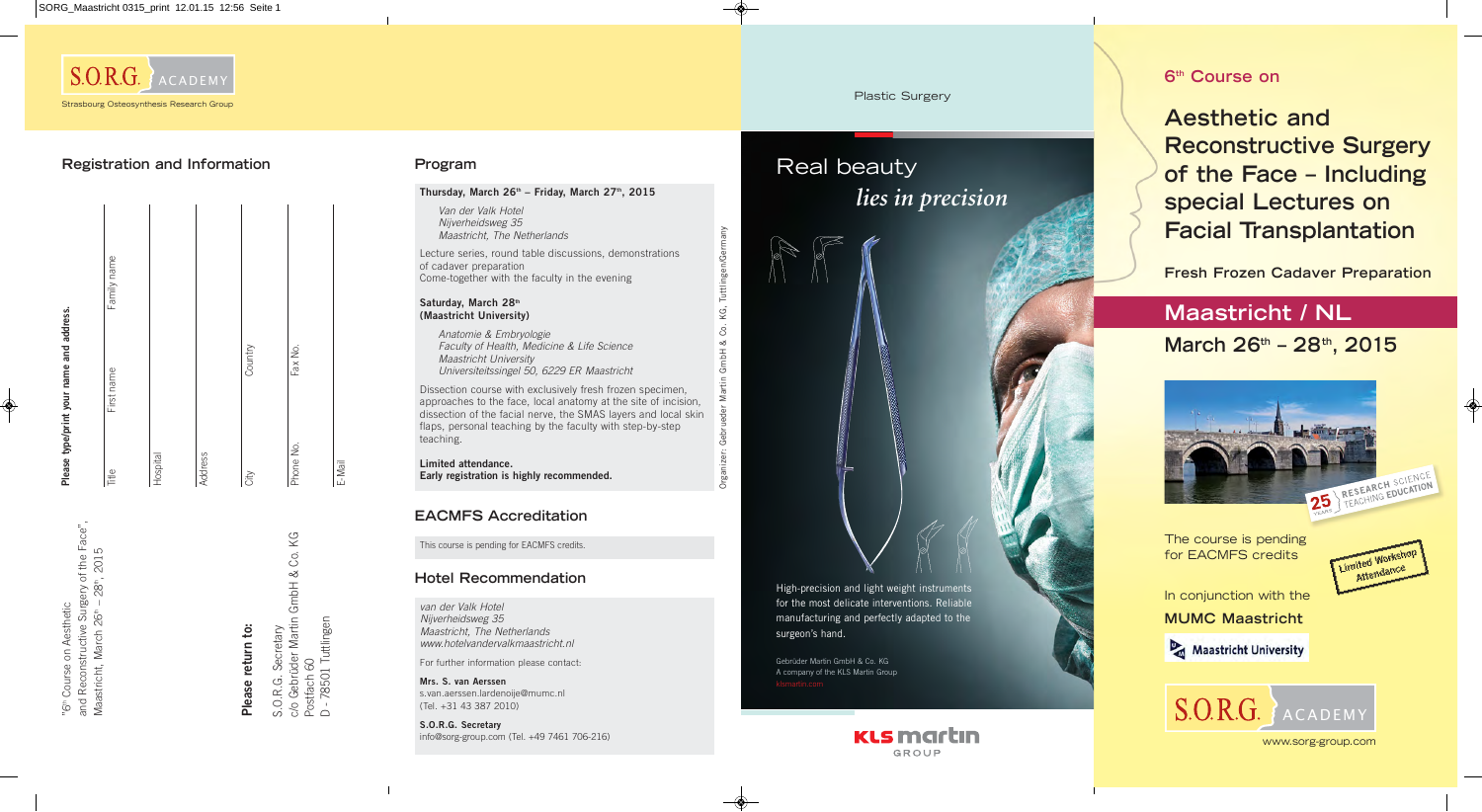S.O.R.G. ACADEMY

Strasbourg Osteosynthesis Research Group

## Registration and Information

**Please type/print your name and address.**

Title | First name | Family name

Hospital

Address

City | Country

Phone No. | Fax No.

E-Mail

"6th Course on Aesthetic and Reconstructive Surgery of the Face", Maastricht, March 26th – 28th, 2015

**Please return to:**

S.O.R.G. Secretary
c/o Gebrüder Martin GmbH & Co. KG
Postfach 60
D - 78501 Tuttlingen

## Program

**Thursday, March 26th – Friday, March 27th, 2015**

*Van der Valk Hotel*
*Nijverheidsweg 35*
*Maastricht, The Netherlands*

Lecture series, round table discussions, demonstrations of cadaver preparation
Come-together with the faculty in the evening

**Saturday, March 28th**
**(Maastricht University)**

*Anatomie & Embryologie*
*Faculty of Health, Medicine & Life Science*
*Maastricht University*
*Universiteitssingel 50, 6229 ER Maastricht*

Dissection course with exclusively fresh frozen specimen, approaches to the face, local anatomy at the site of incision, dissection of the facial nerve, the SMAS layers and local skin flaps, personal teaching by the faculty with step-by-step teaching.

**Limited attendance.**
**Early registration is highly recommended.**

## EACMFS Accreditation

This course is pending for EACMFS credits.

## Hotel Recommendation

*van der Valk Hotel*
*Nijverheidsweg 35*
*Maastricht, The Netherlands*
*www.hotelvandervalkmaastricht.nl*

For further information please contact:

**Mrs. S. van Aerssen**
s.van.aerssen.lardenoije@mumc.nl
(Tel. +31 43 387 2010)

**S.O.R.G. Secretary**
info@sorg-group.com (Tel. +49 7461 706-216)

Organizer: Gebrueder Martin GmbH & Co. KG, Tuttlingen/Germany

Plastic Surgery

Real beauty
*lies in precision*

High-precision and light weight instruments for the most delicate interventions. Reliable manufacturing and perfectly adapted to the surgeon's hand.

Gebrüder Martin GmbH & Co. KG
A company of the KLS Martin Group
klsmartin.com

KLS martin GROUP

6th Course on

# Aesthetic and Reconstructive Surgery of the Face – Including special Lectures on Facial Transplantation

**Fresh Frozen Cadaver Preparation**

## Maastricht / NL

## March 26th – 28th, 2015

25 YEARS RESEARCH SCIENCE TEACHING EDUCATION

The course is pending for EACMFS credits

Limited Workshop Attendance

In conjunction with the

**MUMC Maastricht**

Maastricht University

S.O.R.G. ACADEMY

www.sorg-group.com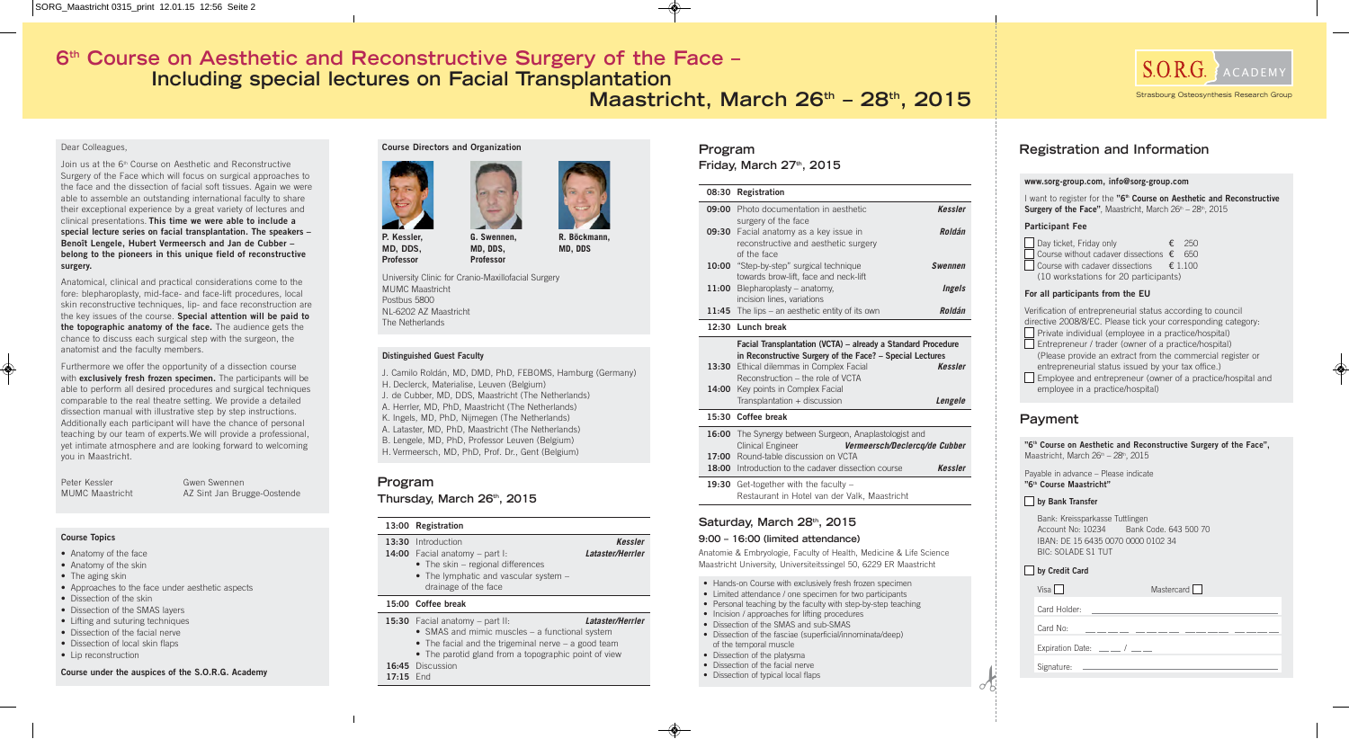# 6[th] Course on Aesthetic and Reconstructive Surgery of the Face – Including special lectures on Facial Transplantation

## Maastricht, March 26[th] – 28[th], 2015

S.O.R.G. ACADEMY
Strasbourg Osteosynthesis Research Group

Dear Colleagues,

Join us at the 6[th] Course on Aesthetic and Reconstructive Surgery of the Face which will focus on surgical approaches to the face and the dissection of facial soft tissues. Again we were able to assemble an outstanding international faculty to share their exceptional experience by a great variety of lectures and clinical presentations. **This time we were able to include a special lecture series on facial transplantation. The speakers – Benoît Lengele, Hubert Vermeersch and Jan de Cubber – belong to the pioneers in this unique field of reconstructive surgery.**

Anatomical, clinical and practical considerations come to the fore: blepharoplasty, mid-face- and face-lift procedures, local skin reconstructive techniques, lip- and face reconstruction are the key issues of the course. **Special attention will be paid to the topographic anatomy of the face.** The audience gets the chance to discuss each surgical step with the surgeon, the anatomist and the faculty members.

Furthermore we offer the opportunity of a dissection course with **exclusively fresh frozen specimen.** The participants will be able to perform all desired procedures and surgical techniques comparable to the real theatre setting. We provide a detailed dissection manual with illustrative step by step instructions. Additionally each participant will have the chance of personal teaching by our team of experts.We will provide a professional, yet intimate atmosphere and are looking forward to welcoming you in Maastricht.

Peter Kessler
MUMC Maastricht

Gwen Swennen
AZ Sint Jan Brugge-Oostende

### Course Topics

- Anatomy of the face
- Anatomy of the skin
- The aging skin
- Approaches to the face under aesthetic aspects
- Dissection of the skin
- Dissection of the SMAS layers
- Lifting and suturing techniques
- Dissection of the facial nerve
- Dissection of local skin flaps
- Lip reconstruction

**Course under the auspices of the S.O.R.G. Academy**

### Course Directors and Organization

**P. Kessler, MD, DDS, Professor**

**G. Swennen, MD, DDS, Professor**

**R. Böckmann, MD, DDS**

University Clinic for Cranio-Maxillofacial Surgery
MUMC Maastricht
Postbus 5800
NL-6202 AZ Maastricht
The Netherlands

### Distinguished Guest Faculty

J. Camilo Roldán, MD, DMD, PhD, FEBOMS, Hamburg (Germany)
H. Declerck, Materialise, Leuven (Belgium)
J. de Cubber, MD, DDS, Maastricht (The Netherlands)
A. Herrler, MD, PhD, Maastricht (The Netherlands)
K. Ingels, MD, PhD, Nijmegen (The Netherlands)
A. Lataster, MD, PhD, Maastricht (The Netherlands)
B. Lengele, MD, PhD, Professor Leuven (Belgium)
H. Vermeersch, MD, PhD, Prof. Dr., Gent (Belgium)

## Program
### Thursday, March 26[th], 2015

| | | |
|---|---|---|
| **13:00** | **Registration** | |
| **13:30** | Introduction | ***Kessler*** |
| **14:00** | Facial anatomy – part I:<br>• The skin – regional differences<br>• The lymphatic and vascular system – drainage of the face | ***Lataster/Herrler*** |
| **15:00** | **Coffee break** | |
| **15:30** | Facial anatomy – part II:<br>• SMAS and mimic muscles – a functional system<br>• The facial and the trigeminal nerve – a good team<br>• The parotid gland from a topographic point of view | ***Lataster/Herrler*** |
| **16:45** | Discussion | |
| **17:15** | End | |

## Program
### Friday, March 27[th], 2015

| | | |
|---|---|---|
| **08:30** | **Registration** | |
| **09:00** | Photo documentation in aesthetic surgery of the face | ***Kessler*** |
| **09:30** | Facial anatomy as a key issue in reconstructive and aesthetic surgery of the face | ***Roldán*** |
| **10:00** | "Step-by-step" surgical technique towards brow-lift, face and neck-lift | ***Swennen*** |
| **11:00** | Blepharoplasty – anatomy, incision lines, variations | ***Ingels*** |
| **11:45** | The lips – an aesthetic entity of its own | ***Roldán*** |
| **12:30** | **Lunch break** | |
| | **Facial Transplantation (VCTA) – already a Standard Procedure in Reconstructive Surgery of the Face? – Special Lectures** | |
| **13:30** | Ethical dilemmas in Complex Facial Reconstruction – the role of VCTA | ***Kessler*** |
| **14:00** | Key points in Complex Facial Transplantation + discussion | ***Lengele*** |
| **15:30** | **Coffee break** | |
| **16:00** | The Synergy between Surgeon, Anaplastologist and Clinical Engineer | ***Vermeersch/Declercq/de Cubber*** |
| **17:00** | Round-table discussion on VCTA | |
| **18:00** | Introduction to the cadaver dissection course | ***Kessler*** |
| **19:30** | Get-together with the faculty – Restaurant in Hotel van der Valk, Maastricht | |

### Saturday, March 28[th], 2015
#### 9:00 – 16:00 (limited attendance)

Anatomie & Embryologie, Faculty of Health, Medicine & Life Science Maastricht University, Universiteitssingel 50, 6229 ER Maastricht

- Hands-on Course with exclusively fresh frozen specimen
- Limited attendance / one specimen for two participants
- Personal teaching by the faculty with step-by-step teaching
- Incision / approaches for lifting procedures
- Dissection of the SMAS and sub-SMAS
- Dissection of the fasciae (superficial/innominata/deep) of the temporal muscle
- Dissection of the platysma
- Dissection of the facial nerve
- Dissection of typical local flaps

## Registration and Information

**www.sorg-group.com, info@sorg-group.com**

I want to register for the **"6[th] Course on Aesthetic and Reconstructive Surgery of the Face"**, Maastricht, March 26[th] – 28[th], 2015

**Participant Fee**

- ☐ Day ticket, Friday only € 250
- ☐ Course without cadaver dissections € 650
- ☐ Course with cadaver dissections € 1.100
  (10 workstations for 20 participants)

**For all participants from the EU**

Verification of entrepreneurial status according to council directive 2008/8/EC. Please tick your corresponding category:

- ☐ Private individual (employee in a practice/hospital)
- ☐ Entrepreneur / trader (owner of a practice/hospital)
  (Please provide an extract from the commercial register or entrepreneurial status issued by your tax office.)
- ☐ Employee and entrepreneur (owner of a practice/hospital and employee in a practice/hospital)

## Payment

**"6[th] Course on Aesthetic and Reconstructive Surgery of the Face"**, Maastricht, March 26[th] – 28[th], 2015

Payable in advance – Please indicate
**"6[th] Course Maastricht"**

☐ **by Bank Transfer**

Bank: Kreissparkasse Tuttlingen
Account No: 10234 Bank Code. 643 500 70
IBAN: DE 15 6435 0070 0000 0102 34
BIC: SOLADE S1 TUT

☐ **by Credit Card**

Visa ☐ Mastercard ☐

Card Holder: ______________________

Card No: ____ ____ ____ ____

Expiration Date: __ __ / __ __

Signature: ______________________